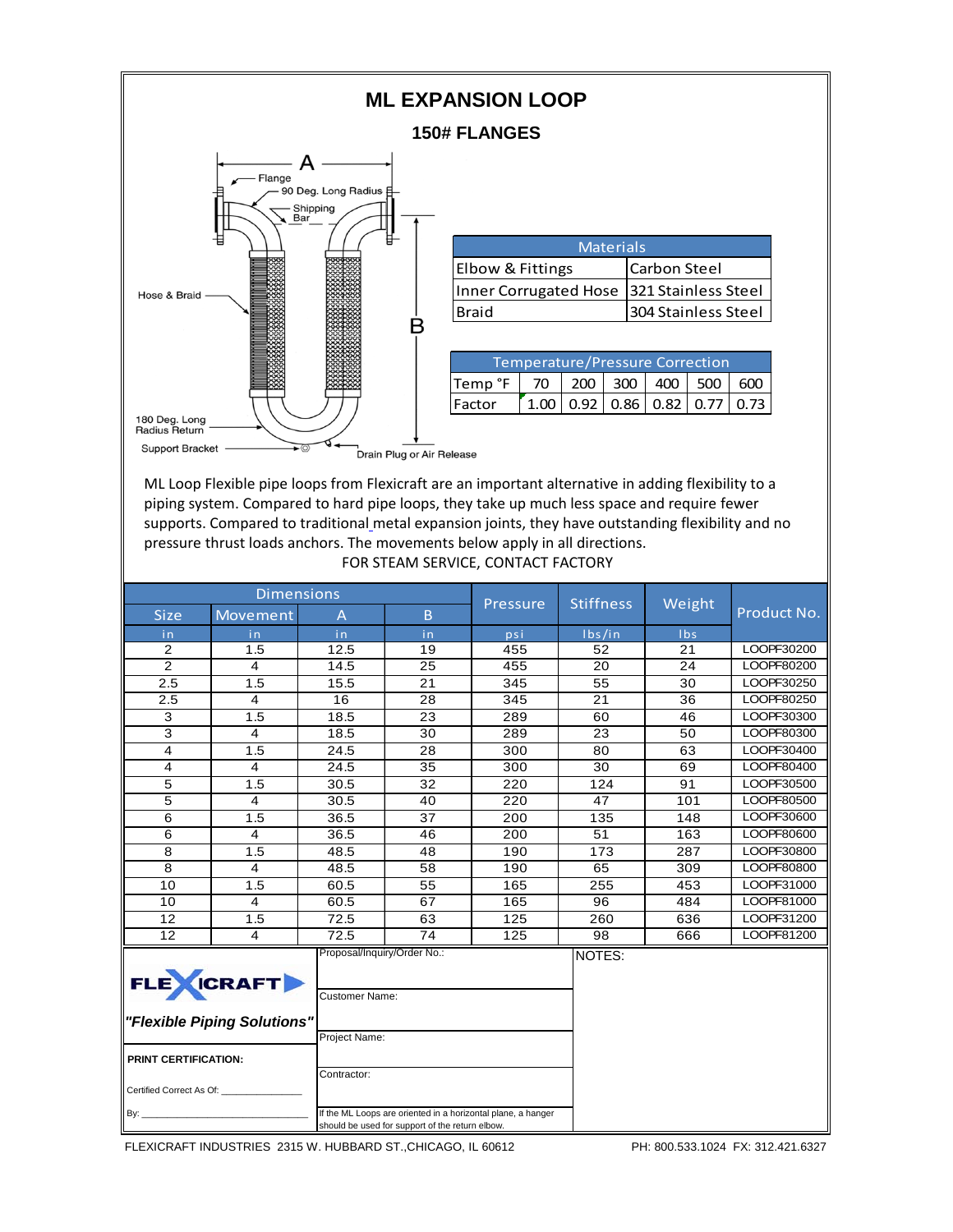# ML EXPANSION LOOP

## 150# FLANGES

A

Flange

90 Deg. Long Radius

Shipping Bar

Hose & Braid

B

180 Deg. Long Radius Return

Support Bracket

Drain Plug or Air Release

| Materials | |
|---|---|
| Elbow & Fittings | Carbon Steel |
| Inner Corrugated Hose | 321 Stainless Steel |
| Braid | 304 Stainless Steel |

| Temperature/Pressure Correction | | | | | | |
|---|---|---|---|---|---|---|
| Temp °F | 70 | 200 | 300 | 400 | 500 | 600 |
| Factor | 1.00 | 0.92 | 0.86 | 0.82 | 0.77 | 0.73 |

ML Loop Flexible pipe loops from Flexicraft are an important alternative in adding flexibility to a piping system. Compared to hard pipe loops, they take up much less space and require fewer supports. Compared to traditional metal expansion joints, they have outstanding flexibility and no pressure thrust loads anchors. The movements below apply in all directions.

FOR STEAM SERVICE, CONTACT FACTORY

| Dimensions | | | | Pressure | Stiffness | Weight | Product No. |
|---|---|---|---|---|---|---|---|
| Size | Movement | A | B | | | | |
| in | in | in | in | psi | lbs/in | lbs | |
| 2 | 1.5 | 12.5 | 19 | 455 | 52 | 21 | LOOPF30200 |
| 2 | 4 | 14.5 | 25 | 455 | 20 | 24 | LOOPF80200 |
| 2.5 | 1.5 | 15.5 | 21 | 345 | 55 | 30 | LOOPF30250 |
| 2.5 | 4 | 16 | 28 | 345 | 21 | 36 | LOOPF80250 |
| 3 | 1.5 | 18.5 | 23 | 289 | 60 | 46 | LOOPF30300 |
| 3 | 4 | 18.5 | 30 | 289 | 23 | 50 | LOOPF80300 |
| 4 | 1.5 | 24.5 | 28 | 300 | 80 | 63 | LOOPF30400 |
| 4 | 4 | 24.5 | 35 | 300 | 30 | 69 | LOOPF80400 |
| 5 | 1.5 | 30.5 | 32 | 220 | 124 | 91 | LOOPF30500 |
| 5 | 4 | 30.5 | 40 | 220 | 47 | 101 | LOOPF80500 |
| 6 | 1.5 | 36.5 | 37 | 200 | 135 | 148 | LOOPF30600 |
| 6 | 4 | 36.5 | 46 | 200 | 51 | 163 | LOOPF80600 |
| 8 | 1.5 | 48.5 | 48 | 190 | 173 | 287 | LOOPF30800 |
| 8 | 4 | 48.5 | 58 | 190 | 65 | 309 | LOOPF80800 |
| 10 | 1.5 | 60.5 | 55 | 165 | 255 | 453 | LOOPF31000 |
| 10 | 4 | 60.5 | 67 | 165 | 96 | 484 | LOOPF81000 |
| 12 | 1.5 | 72.5 | 63 | 125 | 260 | 636 | LOOPF31200 |
| 12 | 4 | 72.5 | 74 | 125 | 98 | 666 | LOOPF81200 |

FLEXICRAFT

*"Flexible Piping Solutions"*

**PRINT CERTIFICATION:**

Certified Correct As Of: _______________

By: _______________________________

Proposal/Inquiry/Order No.:

Customer Name:

Project Name:

Contractor:

If the ML Loops are oriented in a horizontal plane, a hanger should be used for support of the return elbow.

NOTES:

FLEXICRAFT INDUSTRIES 2315 W. HUBBARD ST.,CHICAGO, IL 60612 PH: 800.533.1024 FX: 312.421.6327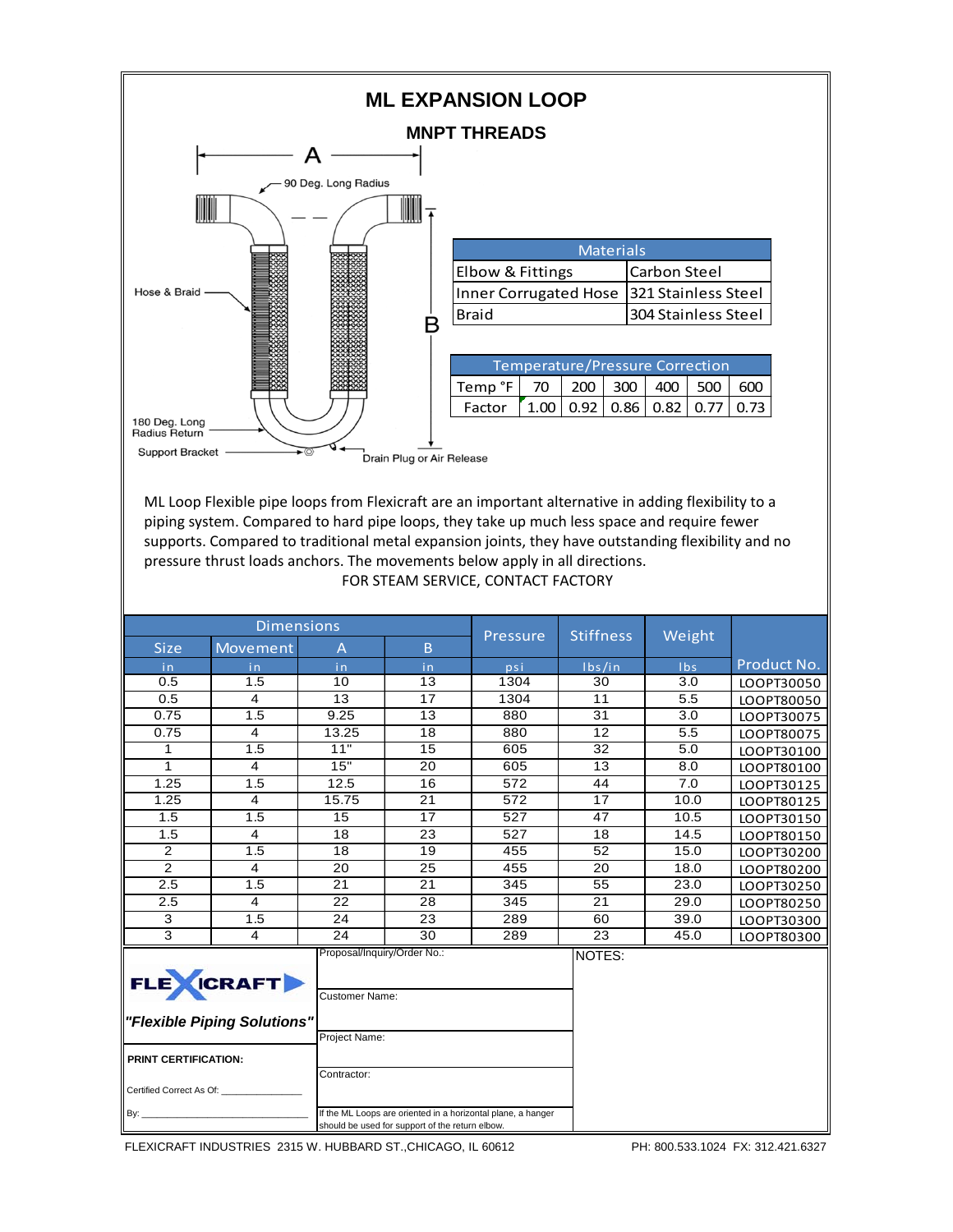# ML EXPANSION LOOP

## MNPT THREADS

A

90 Deg. Long Radius

Hose & Braid

B

180 Deg. Long Radius Return

Support Bracket

Drain Plug or Air Release

| Materials | |
|---|---|
| Elbow & Fittings | Carbon Steel |
| Inner Corrugated Hose | 321 Stainless Steel |
| Braid | 304 Stainless Steel |

| Temperature/Pressure Correction | | | | | | |
|---|---|---|---|---|---|---|
| Temp °F | 70 | 200 | 300 | 400 | 500 | 600 |
| Factor | 1.00 | 0.92 | 0.86 | 0.82 | 0.77 | 0.73 |

ML Loop Flexible pipe loops from Flexicraft are an important alternative in adding flexibility to a piping system. Compared to hard pipe loops, they take up much less space and require fewer supports. Compared to traditional metal expansion joints, they have outstanding flexibility and no pressure thrust loads anchors. The movements below apply in all directions.

FOR STEAM SERVICE, CONTACT FACTORY

| Dimensions | | | | Pressure | Stiffness | Weight | |
|---|---|---|---|---|---|---|---|
| Size | Movement | A | B | | | | |
| in | in | in | in | psi | lbs/in | lbs | Product No. |
| 0.5 | 1.5 | 10 | 13 | 1304 | 30 | 3.0 | LOOPT30050 |
| 0.5 | 4 | 13 | 17 | 1304 | 11 | 5.5 | LOOPT80050 |
| 0.75 | 1.5 | 9.25 | 13 | 880 | 31 | 3.0 | LOOPT30075 |
| 0.75 | 4 | 13.25 | 18 | 880 | 12 | 5.5 | LOOPT80075 |
| 1 | 1.5 | 11" | 15 | 605 | 32 | 5.0 | LOOPT30100 |
| 1 | 4 | 15" | 20 | 605 | 13 | 8.0 | LOOPT80100 |
| 1.25 | 1.5 | 12.5 | 16 | 572 | 44 | 7.0 | LOOPT30125 |
| 1.25 | 4 | 15.75 | 21 | 572 | 17 | 10.0 | LOOPT80125 |
| 1.5 | 1.5 | 15 | 17 | 527 | 47 | 10.5 | LOOPT30150 |
| 1.5 | 4 | 18 | 23 | 527 | 18 | 14.5 | LOOPT80150 |
| 2 | 1.5 | 18 | 19 | 455 | 52 | 15.0 | LOOPT30200 |
| 2 | 4 | 20 | 25 | 455 | 20 | 18.0 | LOOPT80200 |
| 2.5 | 1.5 | 21 | 21 | 345 | 55 | 23.0 | LOOPT30250 |
| 2.5 | 4 | 22 | 28 | 345 | 21 | 29.0 | LOOPT80250 |
| 3 | 1.5 | 24 | 23 | 289 | 60 | 39.0 | LOOPT30300 |
| 3 | 4 | 24 | 30 | 289 | 23 | 45.0 | LOOPT80300 |

FLEXICRAFT

*"Flexible Piping Solutions"*

**PRINT CERTIFICATION:**

Certified Correct As Of: _______________

By: _______________________________

Proposal/Inquiry/Order No.:

Customer Name:

Project Name:

Contractor:

If the ML Loops are oriented in a horizontal plane, a hanger should be used for support of the return elbow.

NOTES:

FLEXICRAFT INDUSTRIES 2315 W. HUBBARD ST.,CHICAGO, IL 60612 PH: 800.533.1024 FX: 312.421.6327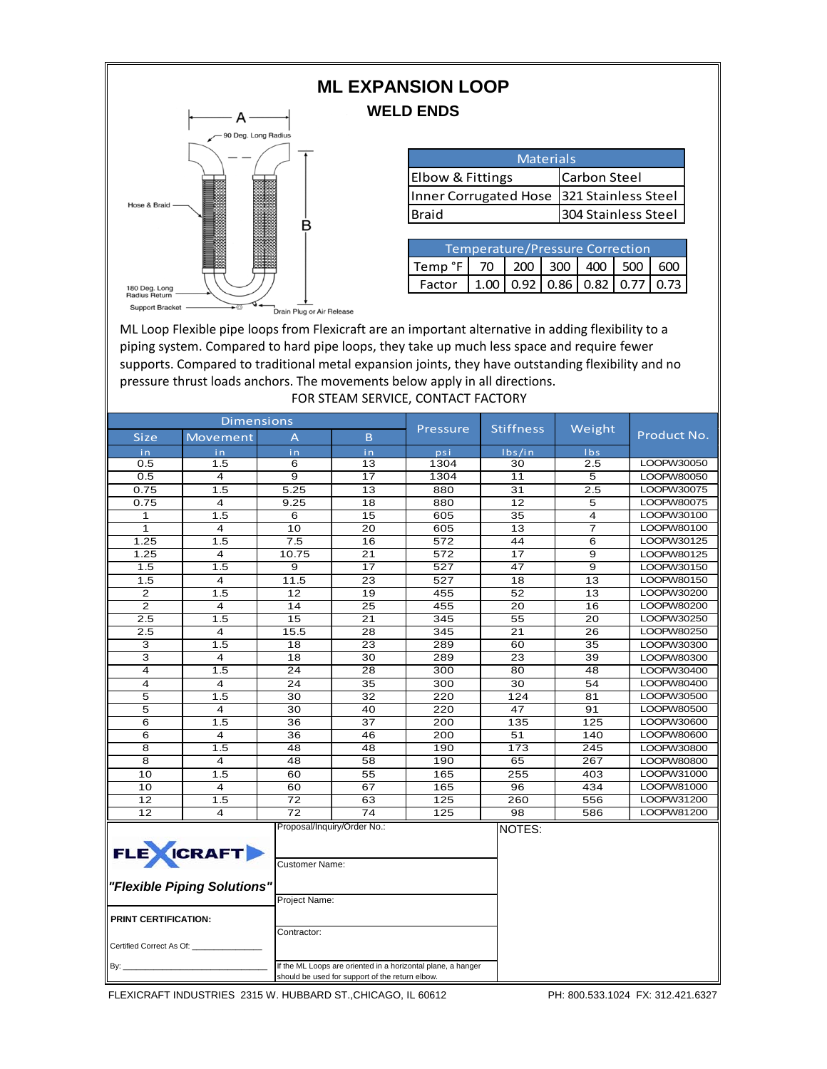# ML EXPANSION LOOP

## WELD ENDS

A

90 Deg. Long Radius

Hose & Braid

B

180 Deg. Long Radius Return

Support Bracket

Drain Plug or Air Release

| Materials | |
|---|---|
| Elbow & Fittings | Carbon Steel |
| Inner Corrugated Hose | 321 Stainless Steel |
| Braid | 304 Stainless Steel |

| Temperature/Pressure Correction | | | | | | |
|---|---|---|---|---|---|---|
| Temp °F | 70 | 200 | 300 | 400 | 500 | 600 |
| Factor | 1.00 | 0.92 | 0.86 | 0.82 | 0.77 | 0.73 |

ML Loop Flexible pipe loops from Flexicraft are an important alternative in adding flexibility to a piping system. Compared to hard pipe loops, they take up much less space and require fewer supports. Compared to traditional metal expansion joints, they have outstanding flexibility and no pressure thrust loads anchors. The movements below apply in all directions.

FOR STEAM SERVICE, CONTACT FACTORY

| Dimensions | | | | Pressure | Stiffness | Weight | Product No. |
|---|---|---|---|---|---|---|---|
| Size | Movement | A | B | | | | |
| in | in | in | in | psi | lbs/in | lbs | |
| 0.5 | 1.5 | 6 | 13 | 1304 | 30 | 2.5 | LOOPW30050 |
| 0.5 | 4 | 9 | 17 | 1304 | 11 | 5 | LOOPW80050 |
| 0.75 | 1.5 | 5.25 | 13 | 880 | 31 | 2.5 | LOOPW30075 |
| 0.75 | 4 | 9.25 | 18 | 880 | 12 | 5 | LOOPW80075 |
| 1 | 1.5 | 6 | 15 | 605 | 35 | 4 | LOOPW30100 |
| 1 | 4 | 10 | 20 | 605 | 13 | 7 | LOOPW80100 |
| 1.25 | 1.5 | 7.5 | 16 | 572 | 44 | 6 | LOOPW30125 |
| 1.25 | 4 | 10.75 | 21 | 572 | 17 | 9 | LOOPW80125 |
| 1.5 | 1.5 | 9 | 17 | 527 | 47 | 9 | LOOPW30150 |
| 1.5 | 4 | 11.5 | 23 | 527 | 18 | 13 | LOOPW80150 |
| 2 | 1.5 | 12 | 19 | 455 | 52 | 13 | LOOPW30200 |
| 2 | 4 | 14 | 25 | 455 | 20 | 16 | LOOPW80200 |
| 2.5 | 1.5 | 15 | 21 | 345 | 55 | 20 | LOOPW30250 |
| 2.5 | 4 | 15.5 | 28 | 345 | 21 | 26 | LOOPW80250 |
| 3 | 1.5 | 18 | 23 | 289 | 60 | 35 | LOOPW30300 |
| 3 | 4 | 18 | 30 | 289 | 23 | 39 | LOOPW80300 |
| 4 | 1.5 | 24 | 28 | 300 | 80 | 48 | LOOPW30400 |
| 4 | 4 | 24 | 35 | 300 | 30 | 54 | LOOPW80400 |
| 5 | 1.5 | 30 | 32 | 220 | 124 | 81 | LOOPW30500 |
| 5 | 4 | 30 | 40 | 220 | 47 | 91 | LOOPW80500 |
| 6 | 1.5 | 36 | 37 | 200 | 135 | 125 | LOOPW30600 |
| 6 | 4 | 36 | 46 | 200 | 51 | 140 | LOOPW80600 |
| 8 | 1.5 | 48 | 48 | 190 | 173 | 245 | LOOPW30800 |
| 8 | 4 | 48 | 58 | 190 | 65 | 267 | LOOPW80800 |
| 10 | 1.5 | 60 | 55 | 165 | 255 | 403 | LOOPW31000 |
| 10 | 4 | 60 | 67 | 165 | 96 | 434 | LOOPW81000 |
| 12 | 1.5 | 72 | 63 | 125 | 260 | 556 | LOOPW31200 |
| 12 | 4 | 72 | 74 | 125 | 98 | 586 | LOOPW81200 |

FLEXICRAFT

*"Flexible Piping Solutions"*

**PRINT CERTIFICATION:**

Certified Correct As Of: _______________

By: _______________________________

Proposal/Inquiry/Order No.:

Customer Name:

Project Name:

Contractor:

If the ML Loops are oriented in a horizontal plane, a hanger should be used for support of the return elbow.

NOTES:

FLEXICRAFT INDUSTRIES 2315 W. HUBBARD ST.,CHICAGO, IL 60612 PH: 800.533.1024 FX: 312.421.6327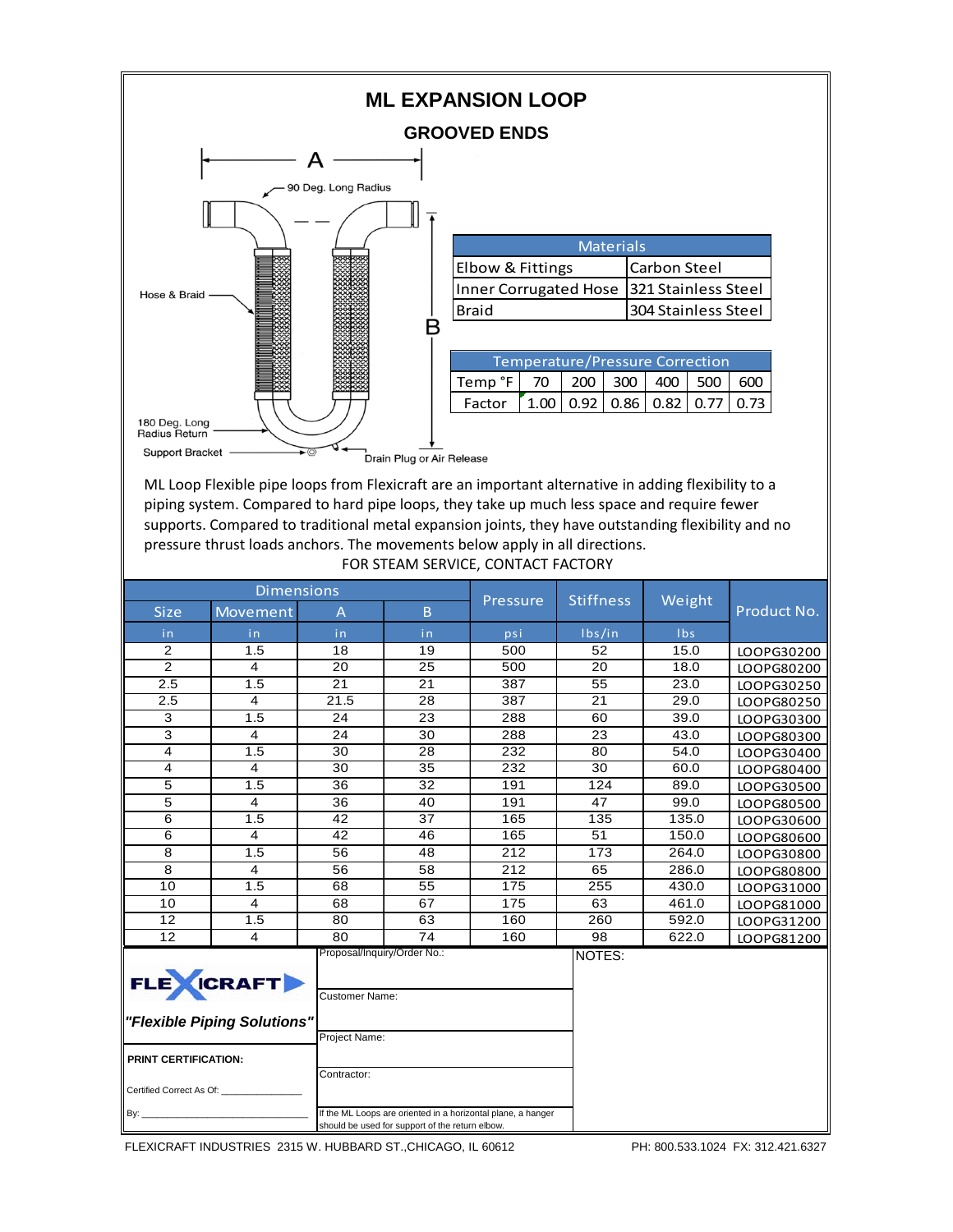# ML EXPANSION LOOP

## GROOVED ENDS

A

90 Deg. Long Radius

Hose & Braid

B

180 Deg. Long Radius Return

Support Bracket

Drain Plug or Air Release

| Materials | |
|---|---|
| Elbow & Fittings | Carbon Steel |
| Inner Corrugated Hose | 321 Stainless Steel |
| Braid | 304 Stainless Steel |

| Temperature/Pressure Correction | | | | | | |
|---|---|---|---|---|---|---|
| Temp °F | 70 | 200 | 300 | 400 | 500 | 600 |
| Factor | 1.00 | 0.92 | 0.86 | 0.82 | 0.77 | 0.73 |

ML Loop Flexible pipe loops from Flexicraft are an important alternative in adding flexibility to a piping system. Compared to hard pipe loops, they take up much less space and require fewer supports. Compared to traditional metal expansion joints, they have outstanding flexibility and no pressure thrust loads anchors. The movements below apply in all directions.

FOR STEAM SERVICE, CONTACT FACTORY

| Dimensions | | | | Pressure | Stiffness | Weight | Product No. |
|---|---|---|---|---|---|---|---|
| Size | Movement | A | B | | | | |
| in | in | in | in | psi | lbs/in | lbs | |
| 2 | 1.5 | 18 | 19 | 500 | 52 | 15.0 | LOOPG30200 |
| 2 | 4 | 20 | 25 | 500 | 20 | 18.0 | LOOPG80200 |
| 2.5 | 1.5 | 21 | 21 | 387 | 55 | 23.0 | LOOPG30250 |
| 2.5 | 4 | 21.5 | 28 | 387 | 21 | 29.0 | LOOPG80250 |
| 3 | 1.5 | 24 | 23 | 288 | 60 | 39.0 | LOOPG30300 |
| 3 | 4 | 24 | 30 | 288 | 23 | 43.0 | LOOPG80300 |
| 4 | 1.5 | 30 | 28 | 232 | 80 | 54.0 | LOOPG30400 |
| 4 | 4 | 30 | 35 | 232 | 30 | 60.0 | LOOPG80400 |
| 5 | 1.5 | 36 | 32 | 191 | 124 | 89.0 | LOOPG30500 |
| 5 | 4 | 36 | 40 | 191 | 47 | 99.0 | LOOPG80500 |
| 6 | 1.5 | 42 | 37 | 165 | 135 | 135.0 | LOOPG30600 |
| 6 | 4 | 42 | 46 | 165 | 51 | 150.0 | LOOPG80600 |
| 8 | 1.5 | 56 | 48 | 212 | 173 | 264.0 | LOOPG30800 |
| 8 | 4 | 56 | 58 | 212 | 65 | 286.0 | LOOPG80800 |
| 10 | 1.5 | 68 | 55 | 175 | 255 | 430.0 | LOOPG31000 |
| 10 | 4 | 68 | 67 | 175 | 63 | 461.0 | LOOPG81000 |
| 12 | 1.5 | 80 | 63 | 160 | 260 | 592.0 | LOOPG31200 |
| 12 | 4 | 80 | 74 | 160 | 98 | 622.0 | LOOPG81200 |

**FLEXICRAFT**

***"Flexible Piping Solutions"***

**PRINT CERTIFICATION:**

Certified Correct As Of: _______________

By: _______________________________

Proposal/Inquiry/Order No.:

Customer Name:

Project Name:

Contractor:

If the ML Loops are oriented in a horizontal plane, a hanger should be used for support of the return elbow.

NOTES:

FLEXICRAFT INDUSTRIES 2315 W. HUBBARD ST.,CHICAGO, IL 60612 PH: 800.533.1024 FX: 312.421.6327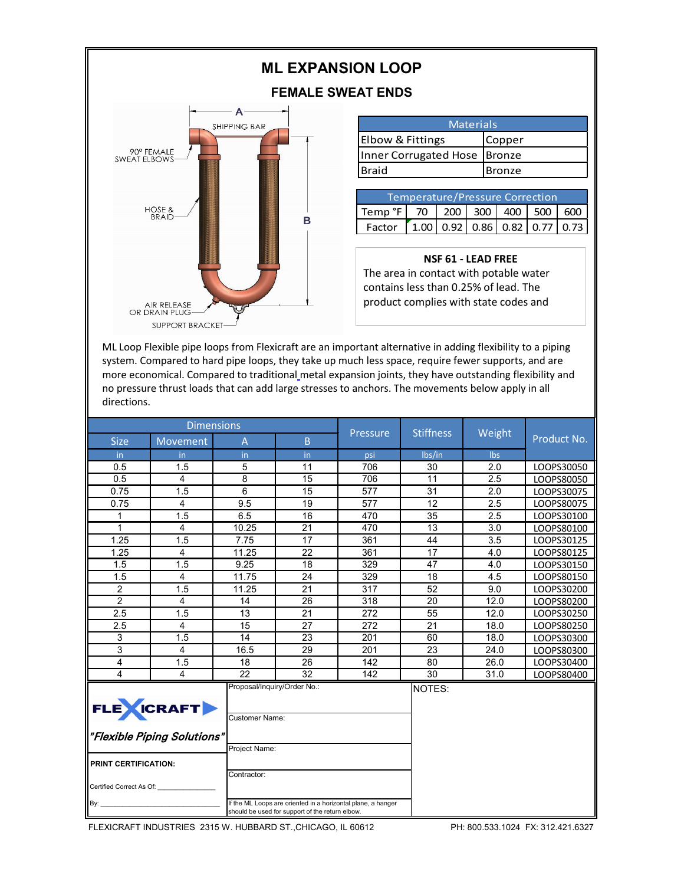# ML EXPANSION LOOP

## FEMALE SWEAT ENDS

A

SHIPPING BAR

90° FEMALE SWEAT ELBOWS

HOSE & BRAID

B

AIR RELEASE OR DRAIN PLUG

SUPPORT BRACKET

| Materials | |
|---|---|
| Elbow & Fittings | Copper |
| Inner Corrugated Hose | Bronze |
| Braid | Bronze |

| Temperature/Pressure Correction | | | | | | |
|---|---|---|---|---|---|---|
| Temp °F | 70 | 200 | 300 | 400 | 500 | 600 |
| Factor | 1.00 | 0.92 | 0.86 | 0.82 | 0.77 | 0.73 |

**NSF 61 - LEAD FREE**

The area in contact with potable water contains less than 0.25% of lead. The product complies with state codes and

ML Loop Flexible pipe loops from Flexicraft are an important alternative in adding flexibility to a piping system. Compared to hard pipe loops, they take up much less space, require fewer supports, and are more economical. Compared to traditional metal expansion joints, they have outstanding flexibility and no pressure thrust loads that can add large stresses to anchors. The movements below apply in all directions.

| Dimensions | | | | Pressure | Stiffness | Weight | Product No. |
|---|---|---|---|---|---|---|---|
| Size | Movement | A | B | | | | |
| in | in | in | in | psi | lbs/in | lbs | |
| 0.5 | 1.5 | 5 | 11 | 706 | 30 | 2.0 | LOOPS30050 |
| 0.5 | 4 | 8 | 15 | 706 | 11 | 2.5 | LOOPS80050 |
| 0.75 | 1.5 | 6 | 15 | 577 | 31 | 2.0 | LOOPS30075 |
| 0.75 | 4 | 9.5 | 19 | 577 | 12 | 2.5 | LOOPS80075 |
| 1 | 1.5 | 6.5 | 16 | 470 | 35 | 2.5 | LOOPS30100 |
| 1 | 4 | 10.25 | 21 | 470 | 13 | 3.0 | LOOPS80100 |
| 1.25 | 1.5 | 7.75 | 17 | 361 | 44 | 3.5 | LOOPS30125 |
| 1.25 | 4 | 11.25 | 22 | 361 | 17 | 4.0 | LOOPS80125 |
| 1.5 | 1.5 | 9.25 | 18 | 329 | 47 | 4.0 | LOOPS30150 |
| 1.5 | 4 | 11.75 | 24 | 329 | 18 | 4.5 | LOOPS80150 |
| 2 | 1.5 | 11.25 | 21 | 317 | 52 | 9.0 | LOOPS30200 |
| 2 | 4 | 14 | 26 | 318 | 20 | 12.0 | LOOPS80200 |
| 2.5 | 1.5 | 13 | 21 | 272 | 55 | 12.0 | LOOPS30250 |
| 2.5 | 4 | 15 | 27 | 272 | 21 | 18.0 | LOOPS80250 |
| 3 | 1.5 | 14 | 23 | 201 | 60 | 18.0 | LOOPS30300 |
| 3 | 4 | 16.5 | 29 | 201 | 23 | 24.0 | LOOPS80300 |
| 4 | 1.5 | 18 | 26 | 142 | 80 | 26.0 | LOOPS30400 |
| 4 | 4 | 22 | 32 | 142 | 30 | 31.0 | LOOPS80400 |

FLEXICRAFT

*"Flexible Piping Solutions"*

**PRINT CERTIFICATION:**

Certified Correct As Of: _______________

By: _______________________________

Proposal/Inquiry/Order No.:

Customer Name:

Project Name:

Contractor:

If the ML Loops are oriented in a horizontal plane, a hanger should be used for support of the return elbow.

NOTES:

FLEXICRAFT INDUSTRIES 2315 W. HUBBARD ST.,CHICAGO, IL 60612 PH: 800.533.1024 FX: 312.421.6327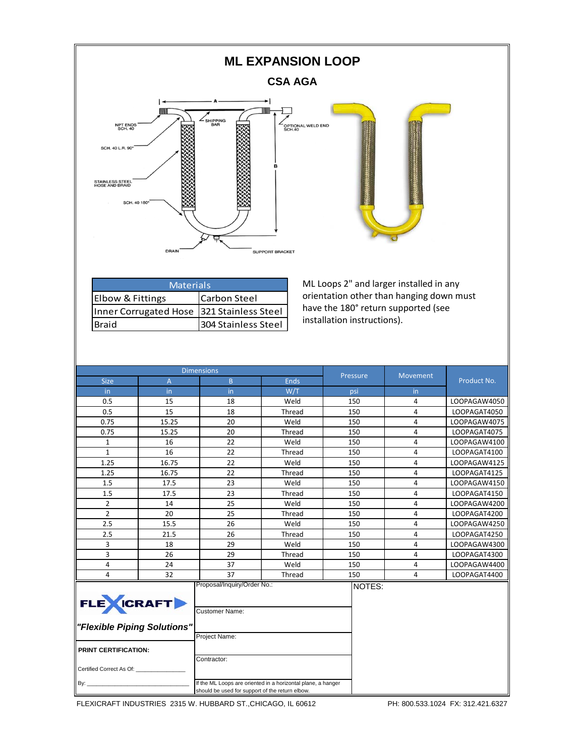# ML EXPANSION LOOP

## CSA AGA

A

NPT ENDS SCH. 40

SHIPPING BAR

OPTIONAL WELD END SCH.40

SCH. 40 L.R. 90°

B

STAINLESS STEEL HOSE AND BRAID

SCH. 40 180°

DRAIN

SUPPORT BRACKET

| Materials | |
|---|---|
| Elbow & Fittings | Carbon Steel |
| Inner Corrugated Hose | 321 Stainless Steel |
| Braid | 304 Stainless Steel |

ML Loops 2" and larger installed in any orientation other than hanging down must have the 180° return supported (see installation instructions).

| Dimensions | | | | Pressure | Movement | Product No. |
|---|---|---|---|---|---|---|
| Size | A | B | Ends | | | |
| in | in | in | W/T | psi | in | |
| 0.5 | 15 | 18 | Weld | 150 | 4 | LOOPAGAW4050 |
| 0.5 | 15 | 18 | Thread | 150 | 4 | LOOPAGAT4050 |
| 0.75 | 15.25 | 20 | Weld | 150 | 4 | LOOPAGAW4075 |
| 0.75 | 15.25 | 20 | Thread | 150 | 4 | LOOPAGAT4075 |
| 1 | 16 | 22 | Weld | 150 | 4 | LOOPAGAW4100 |
| 1 | 16 | 22 | Thread | 150 | 4 | LOOPAGAT4100 |
| 1.25 | 16.75 | 22 | Weld | 150 | 4 | LOOPAGAW4125 |
| 1.25 | 16.75 | 22 | Thread | 150 | 4 | LOOPAGAT4125 |
| 1.5 | 17.5 | 23 | Weld | 150 | 4 | LOOPAGAW4150 |
| 1.5 | 17.5 | 23 | Thread | 150 | 4 | LOOPAGAT4150 |
| 2 | 14 | 25 | Weld | 150 | 4 | LOOPAGAW4200 |
| 2 | 20 | 25 | Thread | 150 | 4 | LOOPAGAT4200 |
| 2.5 | 15.5 | 26 | Weld | 150 | 4 | LOOPAGAW4250 |
| 2.5 | 21.5 | 26 | Thread | 150 | 4 | LOOPAGAT4250 |
| 3 | 18 | 29 | Weld | 150 | 4 | LOOPAGAW4300 |
| 3 | 26 | 29 | Thread | 150 | 4 | LOOPAGAT4300 |
| 4 | 24 | 37 | Weld | 150 | 4 | LOOPAGAW4400 |
| 4 | 32 | 37 | Thread | 150 | 4 | LOOPAGAT4400 |

FLEXICRAFT

*"Flexible Piping Solutions"*

**PRINT CERTIFICATION:**

Certified Correct As Of: _______________

By: _______________________________

Proposal/Inquiry/Order No.:

Customer Name:

Project Name:

Contractor:

If the ML Loops are oriented in a horizontal plane, a hanger should be used for support of the return elbow.

NOTES:

FLEXICRAFT INDUSTRIES 2315 W. HUBBARD ST.,CHICAGO, IL 60612 PH: 800.533.1024 FX: 312.421.6327